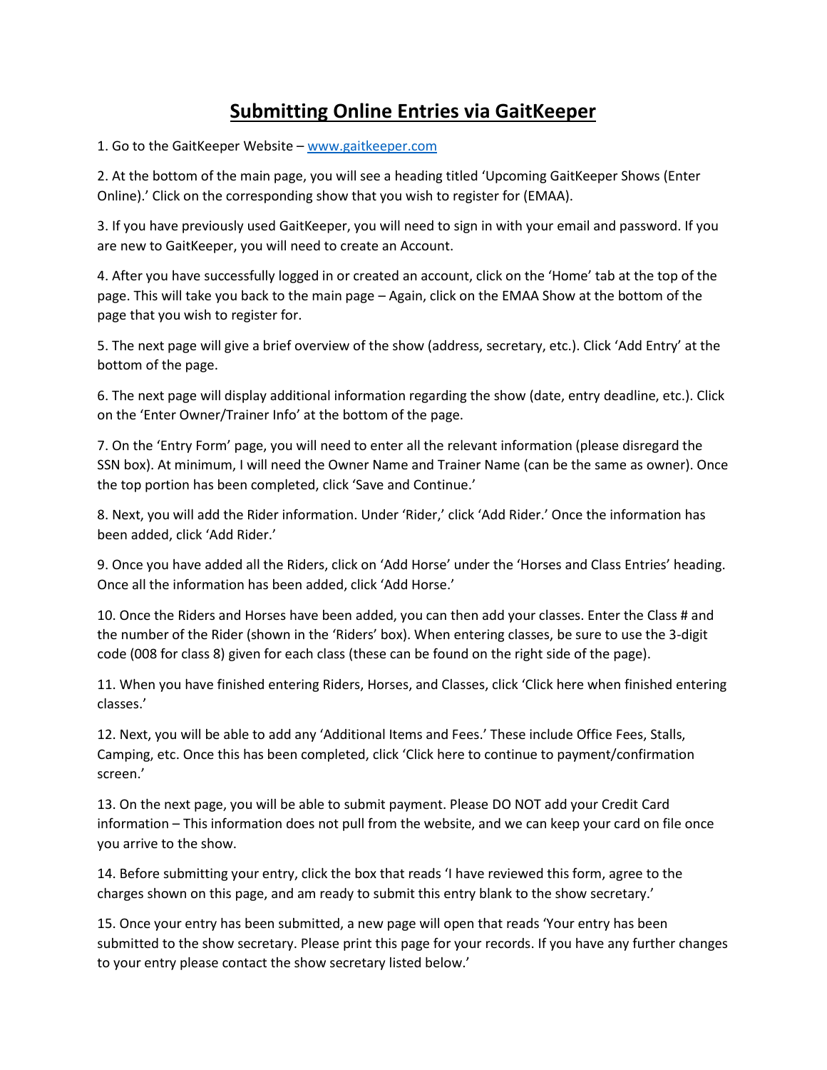# Submitting Online Entries via GaitKeeper

1. Go to the GaitKeeper Website – www.gaitkeeper.com

2. At the bottom of the main page, you will see a heading titled 'Upcoming GaitKeeper Shows (Enter Online).' Click on the corresponding show that you wish to register for (EMAA).

3. If you have previously used GaitKeeper, you will need to sign in with your email and password. If you are new to GaitKeeper, you will need to create an Account.

4. After you have successfully logged in or created an account, click on the 'Home' tab at the top of the page. This will take you back to the main page – Again, click on the EMAA Show at the bottom of the page that you wish to register for.

5. The next page will give a brief overview of the show (address, secretary, etc.). Click 'Add Entry' at the bottom of the page.

6. The next page will display additional information regarding the show (date, entry deadline, etc.). Click on the 'Enter Owner/Trainer Info' at the bottom of the page.

7. On the 'Entry Form' page, you will need to enter all the relevant information (please disregard the SSN box). At minimum, I will need the Owner Name and Trainer Name (can be the same as owner). Once the top portion has been completed, click 'Save and Continue.'

8. Next, you will add the Rider information. Under 'Rider,' click 'Add Rider.' Once the information has been added, click 'Add Rider.'

9. Once you have added all the Riders, click on 'Add Horse' under the 'Horses and Class Entries' heading. Once all the information has been added, click 'Add Horse.'

10. Once the Riders and Horses have been added, you can then add your classes. Enter the Class # and the number of the Rider (shown in the 'Riders' box). When entering classes, be sure to use the 3-digit code (008 for class 8) given for each class (these can be found on the right side of the page).

11. When you have finished entering Riders, Horses, and Classes, click 'Click here when finished entering classes.'

12. Next, you will be able to add any 'Additional Items and Fees.' These include Office Fees, Stalls, Camping, etc. Once this has been completed, click 'Click here to continue to payment/confirmation screen.'

13. On the next page, you will be able to submit payment. Please DO NOT add your Credit Card information – This information does not pull from the website, and we can keep your card on file once you arrive to the show.

14. Before submitting your entry, click the box that reads 'I have reviewed this form, agree to the charges shown on this page, and am ready to submit this entry blank to the show secretary.'

15. Once your entry has been submitted, a new page will open that reads 'Your entry has been submitted to the show secretary. Please print this page for your records. If you have any further changes to your entry please contact the show secretary listed below.'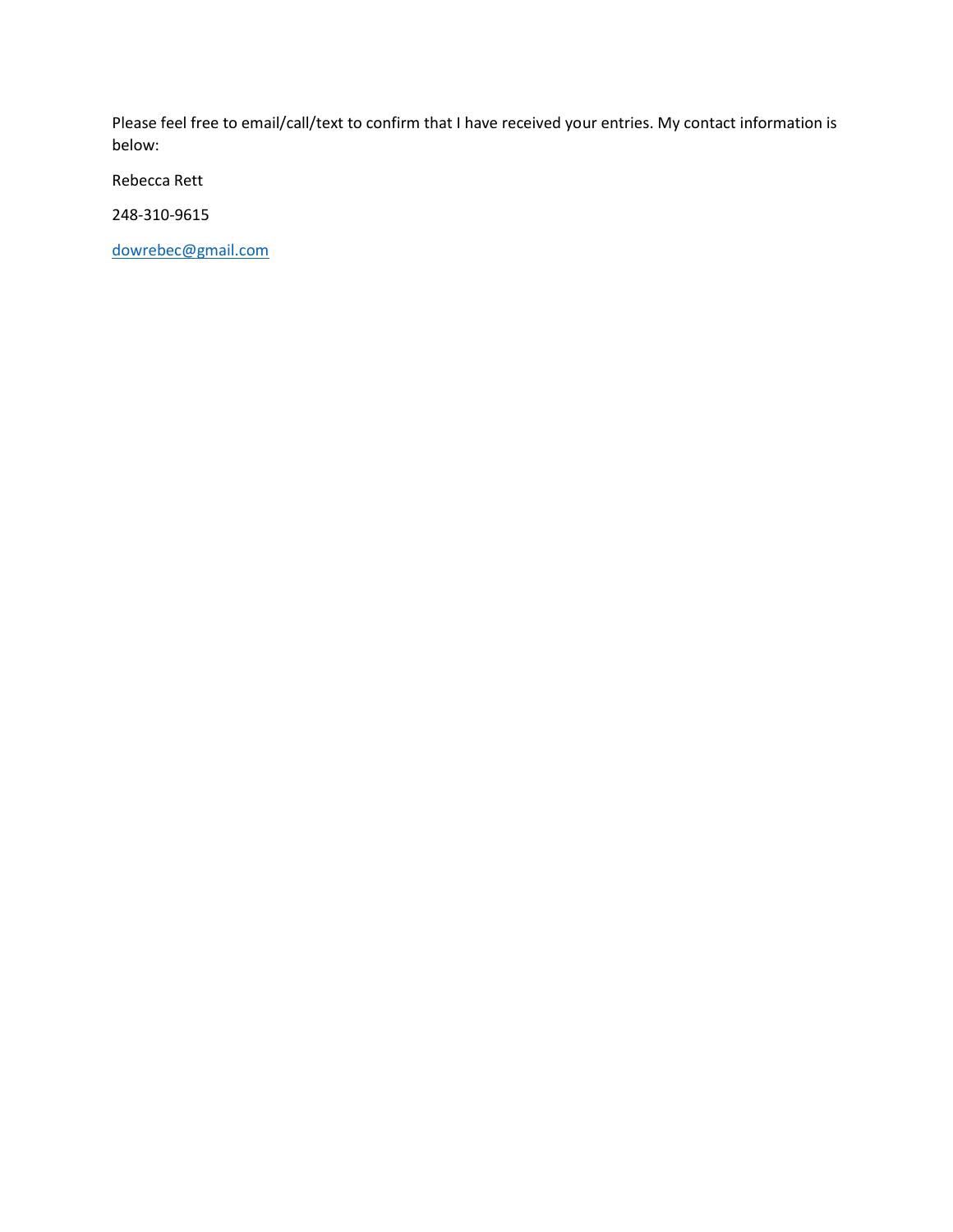Please feel free to email/call/text to confirm that I have received your entries. My contact information is below:

Rebecca Rett

248-310-9615

dowrebec@gmail.com